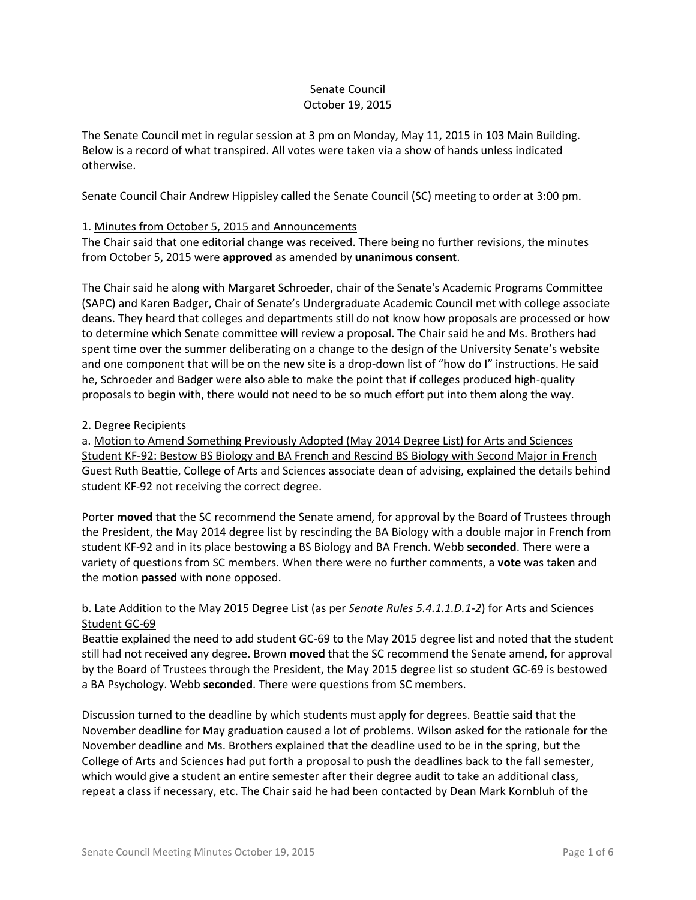Senate Council
October 19, 2015

The Senate Council met in regular session at 3 pm on Monday, May 11, 2015 in 103 Main Building. Below is a record of what transpired. All votes were taken via a show of hands unless indicated otherwise.

Senate Council Chair Andrew Hippisley called the Senate Council (SC) meeting to order at 3:00 pm.

1. Minutes from October 5, 2015 and Announcements
The Chair said that one editorial change was received. There being no further revisions, the minutes from October 5, 2015 were **approved** as amended by **unanimous consent**.

The Chair said he along with Margaret Schroeder, chair of the Senate's Academic Programs Committee (SAPC) and Karen Badger, Chair of Senate's Undergraduate Academic Council met with college associate deans. They heard that colleges and departments still do not know how proposals are processed or how to determine which Senate committee will review a proposal. The Chair said he and Ms. Brothers had spent time over the summer deliberating on a change to the design of the University Senate's website and one component that will be on the new site is a drop-down list of "how do I" instructions. He said he, Schroeder and Badger were also able to make the point that if colleges produced high-quality proposals to begin with, there would not need to be so much effort put into them along the way.

2. Degree Recipients
a. Motion to Amend Something Previously Adopted (May 2014 Degree List) for Arts and Sciences Student KF-92: Bestow BS Biology and BA French and Rescind BS Biology with Second Major in French
Guest Ruth Beattie, College of Arts and Sciences associate dean of advising, explained the details behind student KF-92 not receiving the correct degree.

Porter **moved** that the SC recommend the Senate amend, for approval by the Board of Trustees through the President, the May 2014 degree list by rescinding the BA Biology with a double major in French from student KF-92 and in its place bestowing a BS Biology and BA French. Webb **seconded**. There were a variety of questions from SC members. When there were no further comments, a **vote** was taken and the motion **passed** with none opposed.

b. Late Addition to the May 2015 Degree List (as per *Senate Rules 5.4.1.1.D.1-2*) for Arts and Sciences Student GC-69
Beattie explained the need to add student GC-69 to the May 2015 degree list and noted that the student still had not received any degree. Brown **moved** that the SC recommend the Senate amend, for approval by the Board of Trustees through the President, the May 2015 degree list so student GC-69 is bestowed a BA Psychology. Webb **seconded**. There were questions from SC members.

Discussion turned to the deadline by which students must apply for degrees. Beattie said that the November deadline for May graduation caused a lot of problems. Wilson asked for the rationale for the November deadline and Ms. Brothers explained that the deadline used to be in the spring, but the College of Arts and Sciences had put forth a proposal to push the deadlines back to the fall semester, which would give a student an entire semester after their degree audit to take an additional class, repeat a class if necessary, etc. The Chair said he had been contacted by Dean Mark Kornbluh of the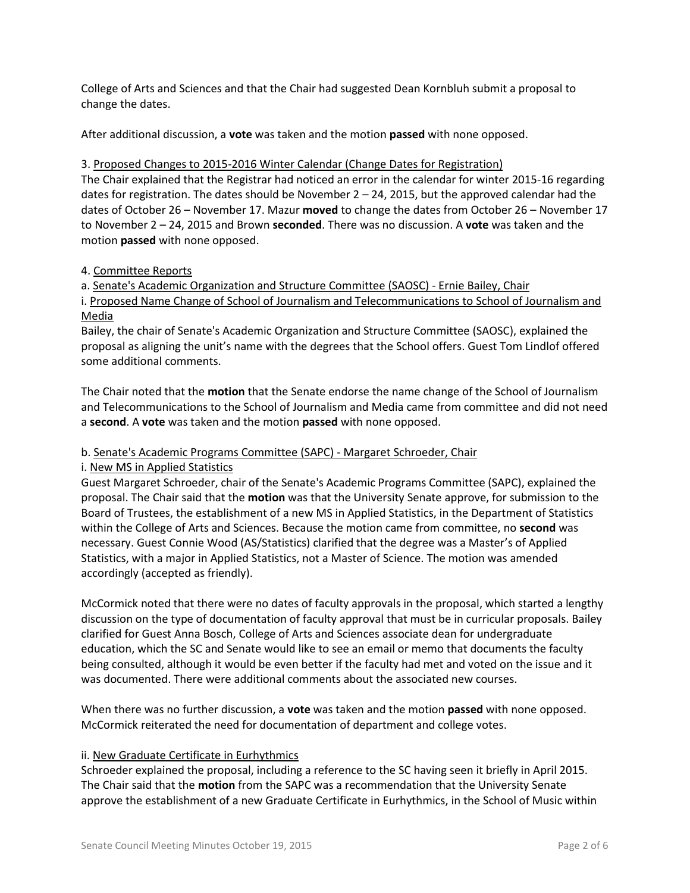College of Arts and Sciences and that the Chair had suggested Dean Kornbluh submit a proposal to change the dates.

After additional discussion, a **vote** was taken and the motion **passed** with none opposed.

3. Proposed Changes to 2015-2016 Winter Calendar (Change Dates for Registration)

The Chair explained that the Registrar had noticed an error in the calendar for winter 2015-16 regarding dates for registration. The dates should be November 2 – 24, 2015, but the approved calendar had the dates of October 26 – November 17. Mazur **moved** to change the dates from October 26 – November 17 to November 2 – 24, 2015 and Brown **seconded**. There was no discussion. A **vote** was taken and the motion **passed** with none opposed.

4. Committee Reports

a. Senate's Academic Organization and Structure Committee (SAOSC) - Ernie Bailey, Chair

i. Proposed Name Change of School of Journalism and Telecommunications to School of Journalism and Media

Bailey, the chair of Senate's Academic Organization and Structure Committee (SAOSC), explained the proposal as aligning the unit's name with the degrees that the School offers. Guest Tom Lindlof offered some additional comments.

The Chair noted that the **motion** that the Senate endorse the name change of the School of Journalism and Telecommunications to the School of Journalism and Media came from committee and did not need a **second**. A **vote** was taken and the motion **passed** with none opposed.

b. Senate's Academic Programs Committee (SAPC) - Margaret Schroeder, Chair

i. New MS in Applied Statistics

Guest Margaret Schroeder, chair of the Senate's Academic Programs Committee (SAPC), explained the proposal. The Chair said that the **motion** was that the University Senate approve, for submission to the Board of Trustees, the establishment of a new MS in Applied Statistics, in the Department of Statistics within the College of Arts and Sciences. Because the motion came from committee, no **second** was necessary. Guest Connie Wood (AS/Statistics) clarified that the degree was a Master's of Applied Statistics, with a major in Applied Statistics, not a Master of Science. The motion was amended accordingly (accepted as friendly).

McCormick noted that there were no dates of faculty approvals in the proposal, which started a lengthy discussion on the type of documentation of faculty approval that must be in curricular proposals. Bailey clarified for Guest Anna Bosch, College of Arts and Sciences associate dean for undergraduate education, which the SC and Senate would like to see an email or memo that documents the faculty being consulted, although it would be even better if the faculty had met and voted on the issue and it was documented. There were additional comments about the associated new courses.

When there was no further discussion, a **vote** was taken and the motion **passed** with none opposed. McCormick reiterated the need for documentation of department and college votes.

ii. New Graduate Certificate in Eurhythmics

Schroeder explained the proposal, including a reference to the SC having seen it briefly in April 2015. The Chair said that the **motion** from the SAPC was a recommendation that the University Senate approve the establishment of a new Graduate Certificate in Eurhythmics, in the School of Music within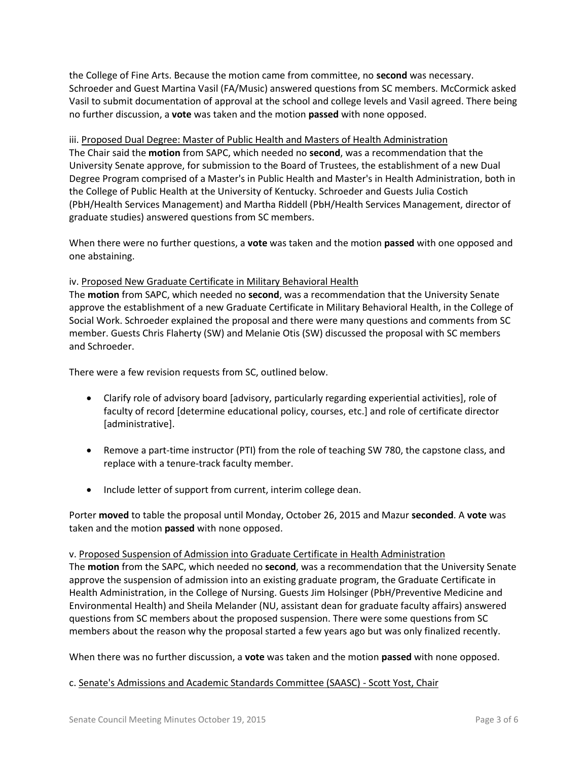the College of Fine Arts. Because the motion came from committee, no **second** was necessary. Schroeder and Guest Martina Vasil (FA/Music) answered questions from SC members. McCormick asked Vasil to submit documentation of approval at the school and college levels and Vasil agreed. There being no further discussion, a **vote** was taken and the motion **passed** with none opposed.

iii. Proposed Dual Degree: Master of Public Health and Masters of Health Administration

The Chair said the **motion** from SAPC, which needed no **second**, was a recommendation that the University Senate approve, for submission to the Board of Trustees, the establishment of a new Dual Degree Program comprised of a Master's in Public Health and Master's in Health Administration, both in the College of Public Health at the University of Kentucky. Schroeder and Guests Julia Costich (PbH/Health Services Management) and Martha Riddell (PbH/Health Services Management, director of graduate studies) answered questions from SC members.

When there were no further questions, a **vote** was taken and the motion **passed** with one opposed and one abstaining.

iv. Proposed New Graduate Certificate in Military Behavioral Health

The **motion** from SAPC, which needed no **second**, was a recommendation that the University Senate approve the establishment of a new Graduate Certificate in Military Behavioral Health, in the College of Social Work. Schroeder explained the proposal and there were many questions and comments from SC member. Guests Chris Flaherty (SW) and Melanie Otis (SW) discussed the proposal with SC members and Schroeder.

There were a few revision requests from SC, outlined below.

- Clarify role of advisory board [advisory, particularly regarding experiential activities], role of faculty of record [determine educational policy, courses, etc.] and role of certificate director [administrative].
- Remove a part-time instructor (PTI) from the role of teaching SW 780, the capstone class, and replace with a tenure-track faculty member.
- Include letter of support from current, interim college dean.

Porter **moved** to table the proposal until Monday, October 26, 2015 and Mazur **seconded**. A **vote** was taken and the motion **passed** with none opposed.

v. Proposed Suspension of Admission into Graduate Certificate in Health Administration

The **motion** from the SAPC, which needed no **second**, was a recommendation that the University Senate approve the suspension of admission into an existing graduate program, the Graduate Certificate in Health Administration, in the College of Nursing. Guests Jim Holsinger (PbH/Preventive Medicine and Environmental Health) and Sheila Melander (NU, assistant dean for graduate faculty affairs) answered questions from SC members about the proposed suspension. There were some questions from SC members about the reason why the proposal started a few years ago but was only finalized recently.

When there was no further discussion, a **vote** was taken and the motion **passed** with none opposed.

c. Senate's Admissions and Academic Standards Committee (SAASC) - Scott Yost, Chair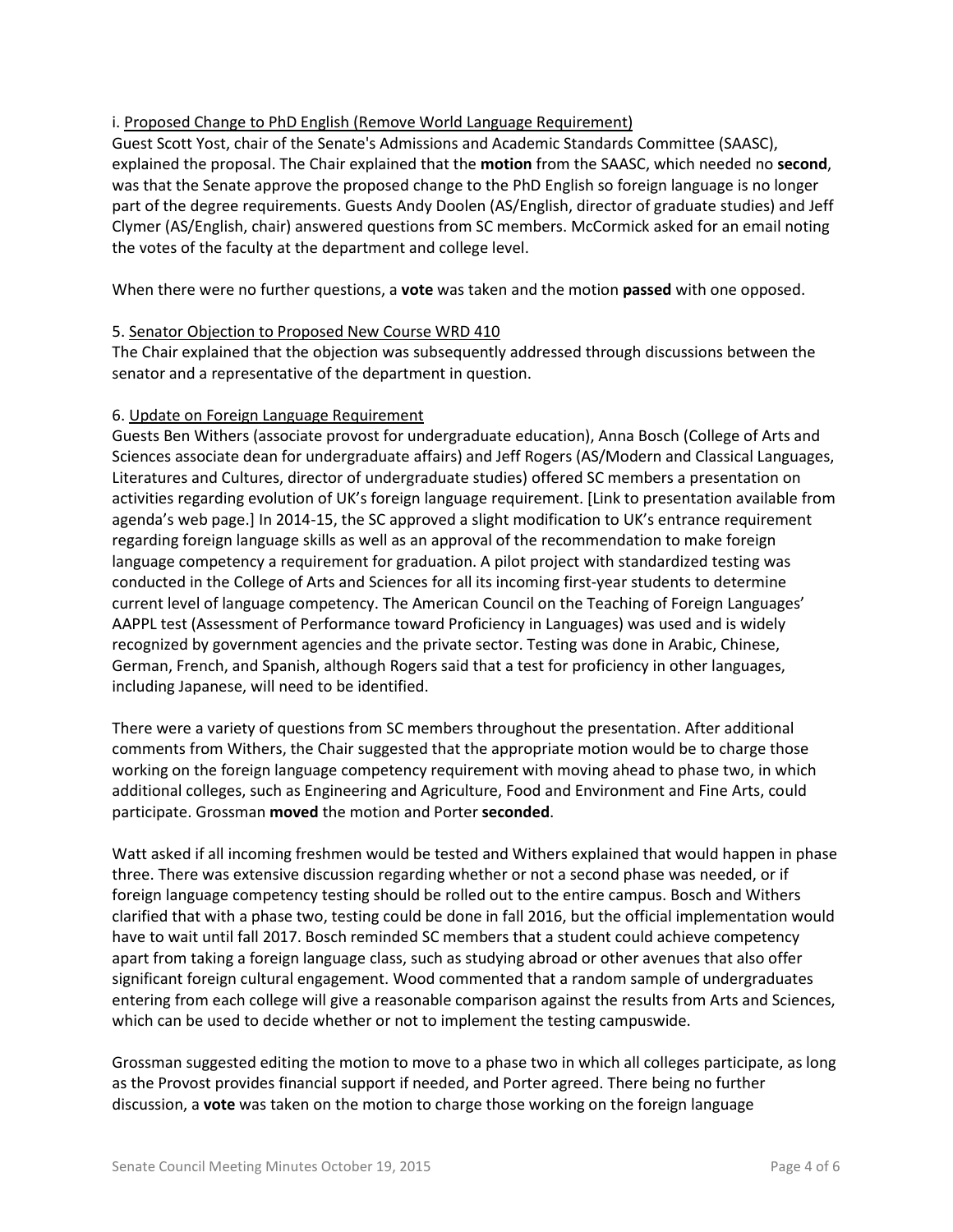i. Proposed Change to PhD English (Remove World Language Requirement)

Guest Scott Yost, chair of the Senate's Admissions and Academic Standards Committee (SAASC), explained the proposal. The Chair explained that the **motion** from the SAASC, which needed no **second**, was that the Senate approve the proposed change to the PhD English so foreign language is no longer part of the degree requirements. Guests Andy Doolen (AS/English, director of graduate studies) and Jeff Clymer (AS/English, chair) answered questions from SC members. McCormick asked for an email noting the votes of the faculty at the department and college level.

When there were no further questions, a **vote** was taken and the motion **passed** with one opposed.

5. Senator Objection to Proposed New Course WRD 410

The Chair explained that the objection was subsequently addressed through discussions between the senator and a representative of the department in question.

6. Update on Foreign Language Requirement

Guests Ben Withers (associate provost for undergraduate education), Anna Bosch (College of Arts and Sciences associate dean for undergraduate affairs) and Jeff Rogers (AS/Modern and Classical Languages, Literatures and Cultures, director of undergraduate studies) offered SC members a presentation on activities regarding evolution of UK's foreign language requirement. [Link to presentation available from agenda's web page.] In 2014-15, the SC approved a slight modification to UK's entrance requirement regarding foreign language skills as well as an approval of the recommendation to make foreign language competency a requirement for graduation. A pilot project with standardized testing was conducted in the College of Arts and Sciences for all its incoming first-year students to determine current level of language competency. The American Council on the Teaching of Foreign Languages' AAPPL test (Assessment of Performance toward Proficiency in Languages) was used and is widely recognized by government agencies and the private sector. Testing was done in Arabic, Chinese, German, French, and Spanish, although Rogers said that a test for proficiency in other languages, including Japanese, will need to be identified.

There were a variety of questions from SC members throughout the presentation. After additional comments from Withers, the Chair suggested that the appropriate motion would be to charge those working on the foreign language competency requirement with moving ahead to phase two, in which additional colleges, such as Engineering and Agriculture, Food and Environment and Fine Arts, could participate. Grossman **moved** the motion and Porter **seconded**.

Watt asked if all incoming freshmen would be tested and Withers explained that would happen in phase three. There was extensive discussion regarding whether or not a second phase was needed, or if foreign language competency testing should be rolled out to the entire campus. Bosch and Withers clarified that with a phase two, testing could be done in fall 2016, but the official implementation would have to wait until fall 2017. Bosch reminded SC members that a student could achieve competency apart from taking a foreign language class, such as studying abroad or other avenues that also offer significant foreign cultural engagement. Wood commented that a random sample of undergraduates entering from each college will give a reasonable comparison against the results from Arts and Sciences, which can be used to decide whether or not to implement the testing campuswide.

Grossman suggested editing the motion to move to a phase two in which all colleges participate, as long as the Provost provides financial support if needed, and Porter agreed. There being no further discussion, a **vote** was taken on the motion to charge those working on the foreign language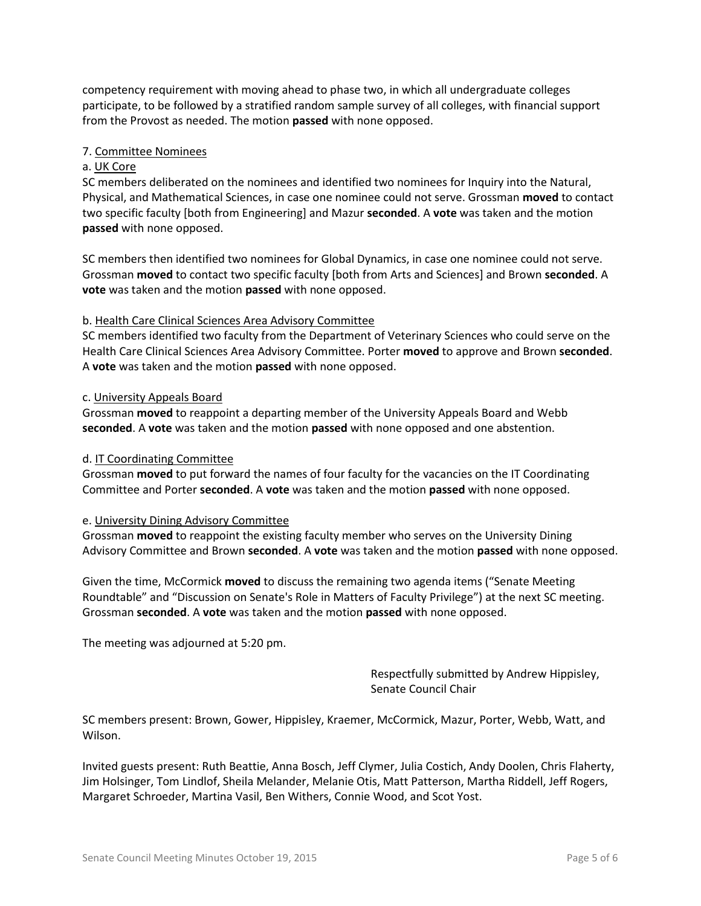competency requirement with moving ahead to phase two, in which all undergraduate colleges participate, to be followed by a stratified random sample survey of all colleges, with financial support from the Provost as needed. The motion **passed** with none opposed.

7. Committee Nominees

a. UK Core

SC members deliberated on the nominees and identified two nominees for Inquiry into the Natural, Physical, and Mathematical Sciences, in case one nominee could not serve. Grossman **moved** to contact two specific faculty [both from Engineering] and Mazur **seconded**. A **vote** was taken and the motion **passed** with none opposed.

SC members then identified two nominees for Global Dynamics, in case one nominee could not serve. Grossman **moved** to contact two specific faculty [both from Arts and Sciences] and Brown **seconded**. A **vote** was taken and the motion **passed** with none opposed.

b. Health Care Clinical Sciences Area Advisory Committee

SC members identified two faculty from the Department of Veterinary Sciences who could serve on the Health Care Clinical Sciences Area Advisory Committee. Porter **moved** to approve and Brown **seconded**. A **vote** was taken and the motion **passed** with none opposed.

c. University Appeals Board

Grossman **moved** to reappoint a departing member of the University Appeals Board and Webb **seconded**. A **vote** was taken and the motion **passed** with none opposed and one abstention.

d. IT Coordinating Committee

Grossman **moved** to put forward the names of four faculty for the vacancies on the IT Coordinating Committee and Porter **seconded**. A **vote** was taken and the motion **passed** with none opposed.

e. University Dining Advisory Committee

Grossman **moved** to reappoint the existing faculty member who serves on the University Dining Advisory Committee and Brown **seconded**. A **vote** was taken and the motion **passed** with none opposed.

Given the time, McCormick **moved** to discuss the remaining two agenda items ("Senate Meeting Roundtable" and "Discussion on Senate's Role in Matters of Faculty Privilege") at the next SC meeting. Grossman **seconded**. A **vote** was taken and the motion **passed** with none opposed.

The meeting was adjourned at 5:20 pm.

Respectfully submitted by Andrew Hippisley,
Senate Council Chair

SC members present: Brown, Gower, Hippisley, Kraemer, McCormick, Mazur, Porter, Webb, Watt, and Wilson.

Invited guests present: Ruth Beattie, Anna Bosch, Jeff Clymer, Julia Costich, Andy Doolen, Chris Flaherty, Jim Holsinger, Tom Lindlof, Sheila Melander, Melanie Otis, Matt Patterson, Martha Riddell, Jeff Rogers, Margaret Schroeder, Martina Vasil, Ben Withers, Connie Wood, and Scot Yost.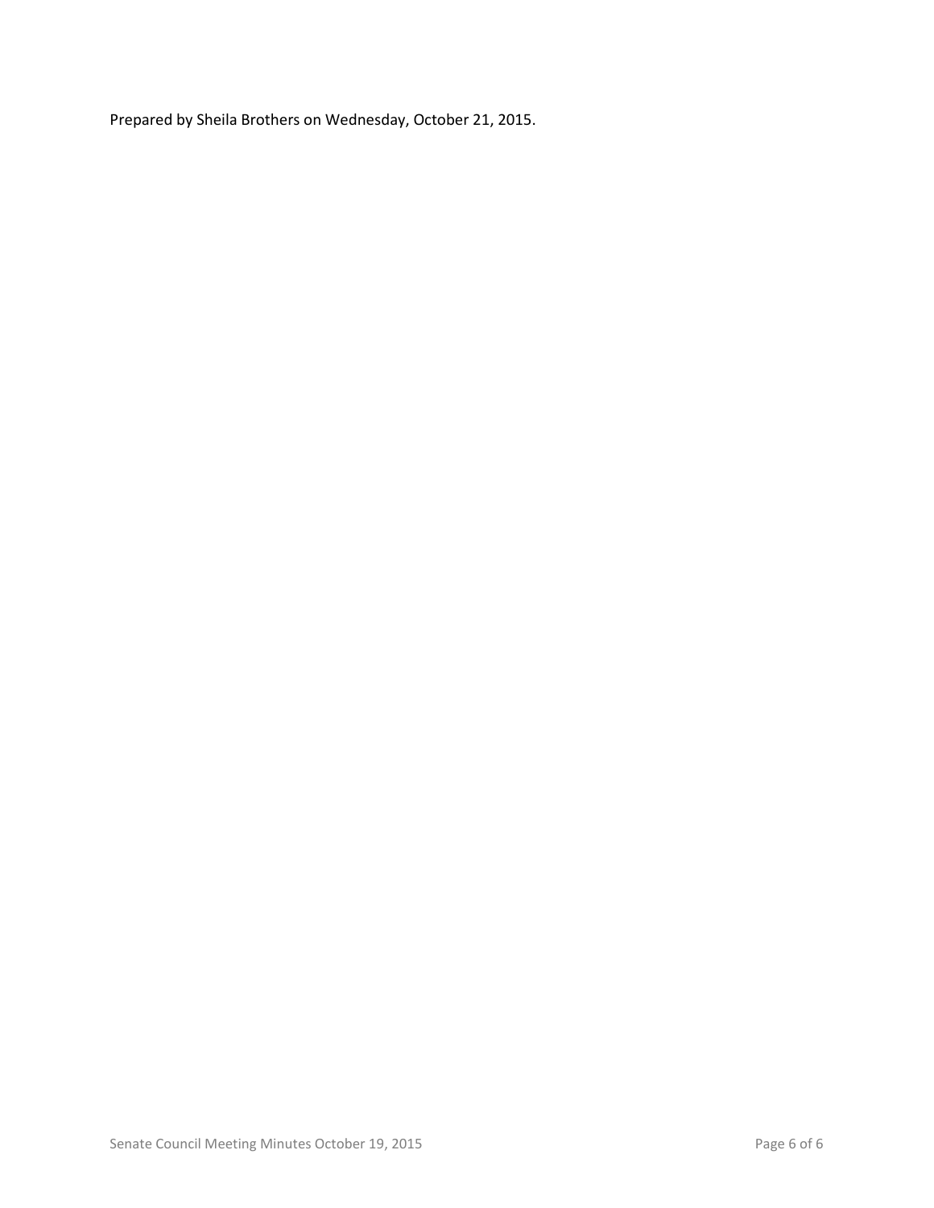Prepared by Sheila Brothers on Wednesday, October 21, 2015.